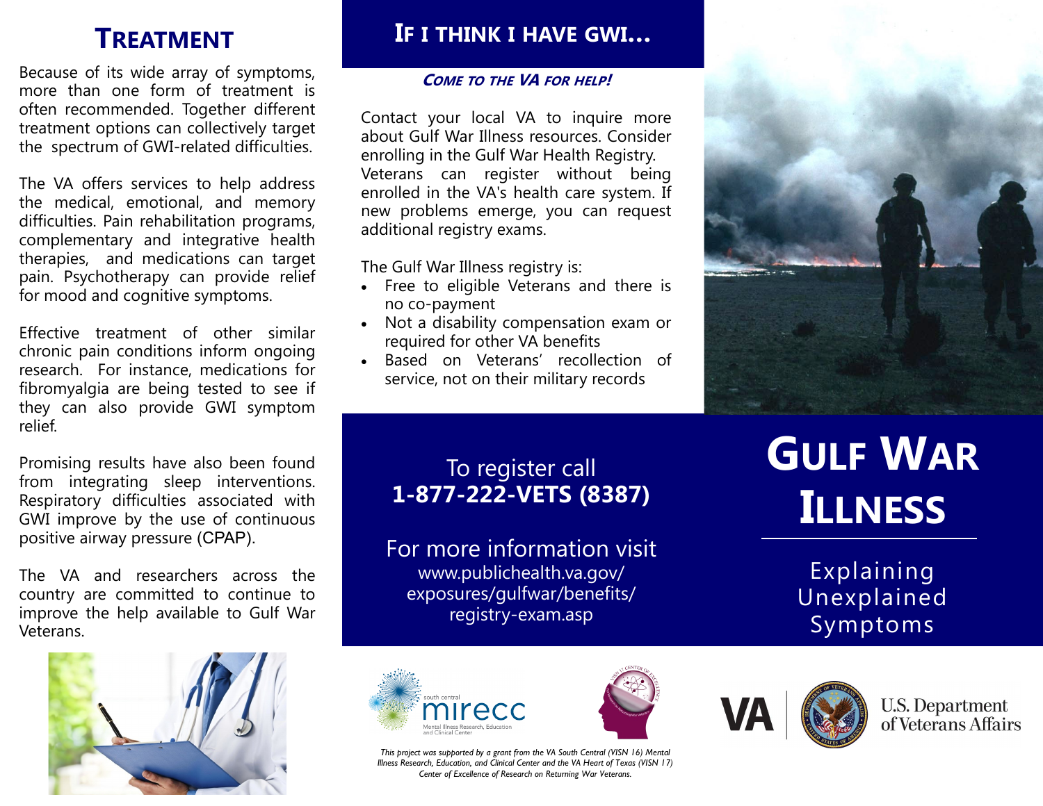## Treatment

Because of its wide array of symptoms, more than one form of treatment is often recommended. Together different treatment options can collectively target the spectrum of GWI-related difficulties.

The VA offers services to help address the medical, emotional, and memory difficulties. Pain rehabilitation programs, complementary and integrative health therapies, and medications can target pain. Psychotherapy can provide relief for mood and cognitive symptoms.

Effective treatment of other similar chronic pain conditions inform ongoing research. For instance, medications for fibromyalgia are being tested to see if they can also provide GWI symptom relief.

Promising results have also been found from integrating sleep interventions. Respiratory difficulties associated with GWI improve by the use of continuous positive airway pressure (CPAP).

The VA and researchers across the country are committed to continue to improve the help available to Gulf War Veterans.

## If I think I have GWI...

***Come to the VA for help!***

Contact your local VA to inquire more about Gulf War Illness resources. Consider enrolling in the Gulf War Health Registry. Veterans can register without being enrolled in the VA's health care system. If new problems emerge, you can request additional registry exams.

The Gulf War Illness registry is:

- Free to eligible Veterans and there is no co-payment
- Not a disability compensation exam or required for other VA benefits
- Based on Veterans' recollection of service, not on their military records

To register call **1-877-222-VETS (8387)**

For more information visit www.publichealth.va.gov/exposures/gulfwar/benefits/registry-exam.asp

*This project was supported by a grant from the VA South Central (VISN 16) Mental Illness Research, Education, and Clinical Center and the VA Heart of Texas (VISN 17) Center of Excellence of Research on Returning War Veterans.*

# Gulf War Illness

Explaining Unexplained Symptoms

U.S. Department of Veterans Affairs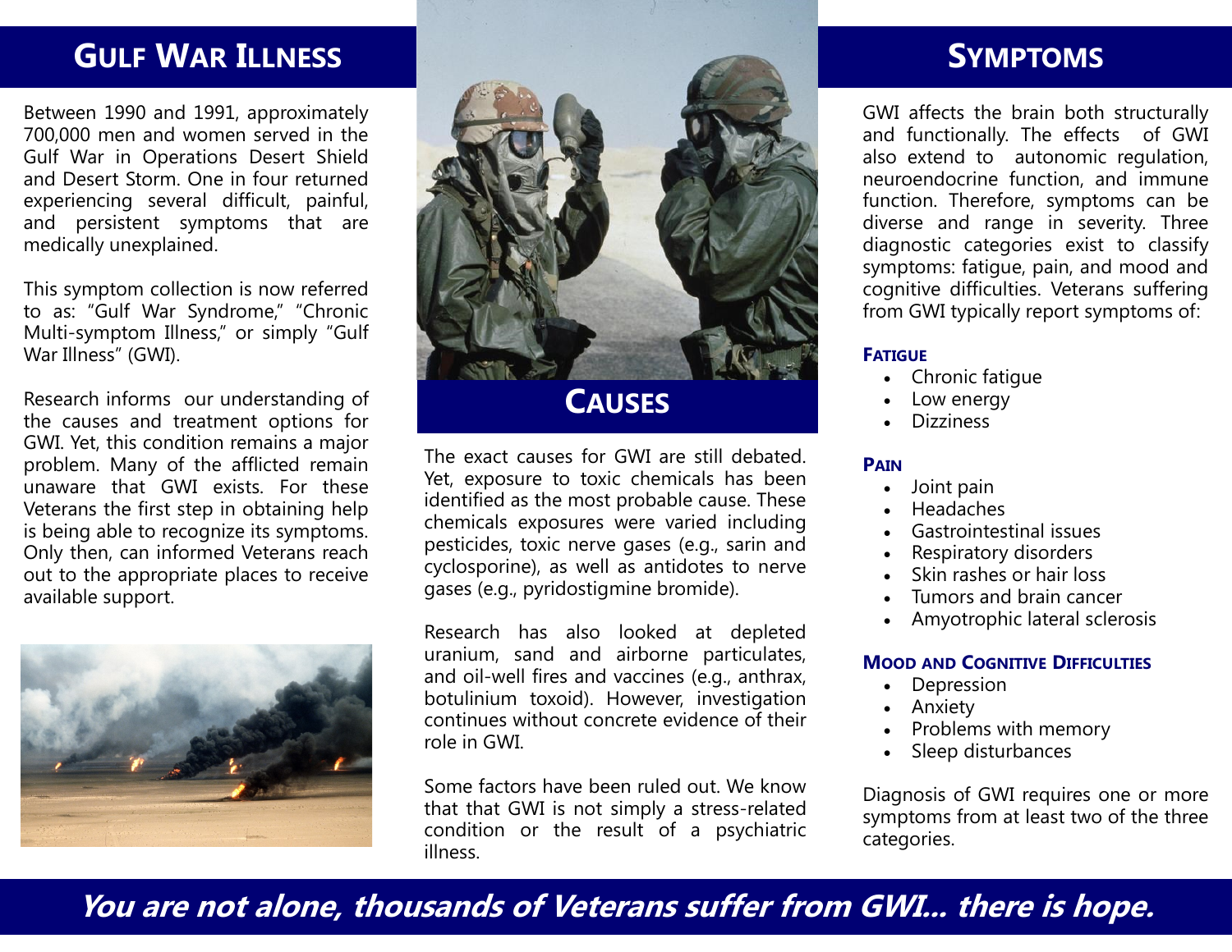# Gulf War Illness

Between 1990 and 1991, approximately 700,000 men and women served in the Gulf War in Operations Desert Shield and Desert Storm. One in four returned experiencing several difficult, painful, and persistent symptoms that are medically unexplained.

This symptom collection is now referred to as: "Gulf War Syndrome," "Chronic Multi-symptom Illness," or simply "Gulf War Illness" (GWI).

Research informs our understanding of the causes and treatment options for GWI. Yet, this condition remains a major problem. Many of the afflicted remain unaware that GWI exists. For these Veterans the first step in obtaining help is being able to recognize its symptoms. Only then, can informed Veterans reach out to the appropriate places to receive available support.

# Causes

The exact causes for GWI are still debated. Yet, exposure to toxic chemicals has been identified as the most probable cause. These chemicals exposures were varied including pesticides, toxic nerve gases (e.g., sarin and cyclosporine), as well as antidotes to nerve gases (e.g., pyridostigmine bromide).

Research has also looked at depleted uranium, sand and airborne particulates, and oil-well fires and vaccines (e.g., anthrax, botulinium toxoid). However, investigation continues without concrete evidence of their role in GWI.

Some factors have been ruled out. We know that that GWI is not simply a stress-related condition or the result of a psychiatric illness.

# Symptoms

GWI affects the brain both structurally and functionally. The effects of GWI also extend to autonomic regulation, neuroendocrine function, and immune function. Therefore, symptoms can be diverse and range in severity. Three diagnostic categories exist to classify symptoms: fatigue, pain, and mood and cognitive difficulties. Veterans suffering from GWI typically report symptoms of:

### Fatigue

- Chronic fatigue
- Low energy
- Dizziness

### Pain

- Joint pain
- Headaches
- Gastrointestinal issues
- Respiratory disorders
- Skin rashes or hair loss
- Tumors and brain cancer
- Amyotrophic lateral sclerosis

### Mood and Cognitive Difficulties

- Depression
- Anxiety
- Problems with memory
- Sleep disturbances

Diagnosis of GWI requires one or more symptoms from at least two of the three categories.

***You are not alone, thousands of Veterans suffer from GWI... there is hope.***